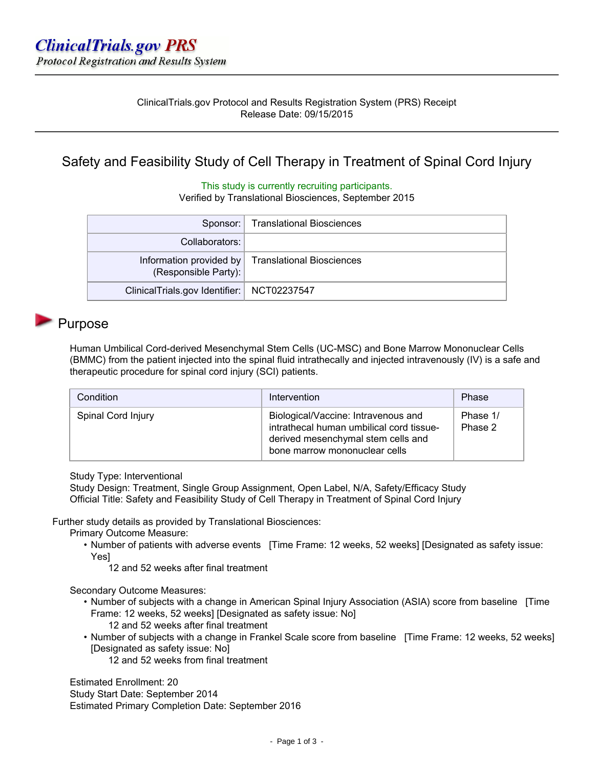**ClinicalTrials.gov PRS**
*Protocol Registration and Results System*

ClinicalTrials.gov Protocol and Results Registration System (PRS) Receipt
Release Date: 09/15/2015

# Safety and Feasibility Study of Cell Therapy in Treatment of Spinal Cord Injury

This study is currently recruiting participants.
Verified by Translational Biosciences, September 2015

| | |
|---|---|
| Sponsor: | Translational Biosciences |
| Collaborators: | |
| Information provided by (Responsible Party): | Translational Biosciences |
| ClinicalTrials.gov Identifier: | NCT02237547 |

## Purpose

Human Umbilical Cord-derived Mesenchymal Stem Cells (UC-MSC) and Bone Marrow Mononuclear Cells (BMMC) from the patient injected into the spinal fluid intrathecally and injected intravenously (IV) is a safe and therapeutic procedure for spinal cord injury (SCI) patients.

| Condition | Intervention | Phase |
|---|---|---|
| Spinal Cord Injury | Biological/Vaccine: Intravenous and intrathecal human umbilical cord tissue-derived mesenchymal stem cells and bone marrow mononuclear cells | Phase 1/ Phase 2 |

Study Type: Interventional
Study Design: Treatment, Single Group Assignment, Open Label, N/A, Safety/Efficacy Study
Official Title: Safety and Feasibility Study of Cell Therapy in Treatment of Spinal Cord Injury

Further study details as provided by Translational Biosciences:

Primary Outcome Measure:

- Number of patients with adverse events [Time Frame: 12 weeks, 52 weeks] [Designated as safety issue: Yes]
  12 and 52 weeks after final treatment

Secondary Outcome Measures:

- Number of subjects with a change in American Spinal Injury Association (ASIA) score from baseline [Time Frame: 12 weeks, 52 weeks] [Designated as safety issue: No]
  12 and 52 weeks after final treatment
- Number of subjects with a change in Frankel Scale score from baseline [Time Frame: 12 weeks, 52 weeks] [Designated as safety issue: No]
  12 and 52 weeks from final treatment

Estimated Enrollment: 20
Study Start Date: September 2014
Estimated Primary Completion Date: September 2016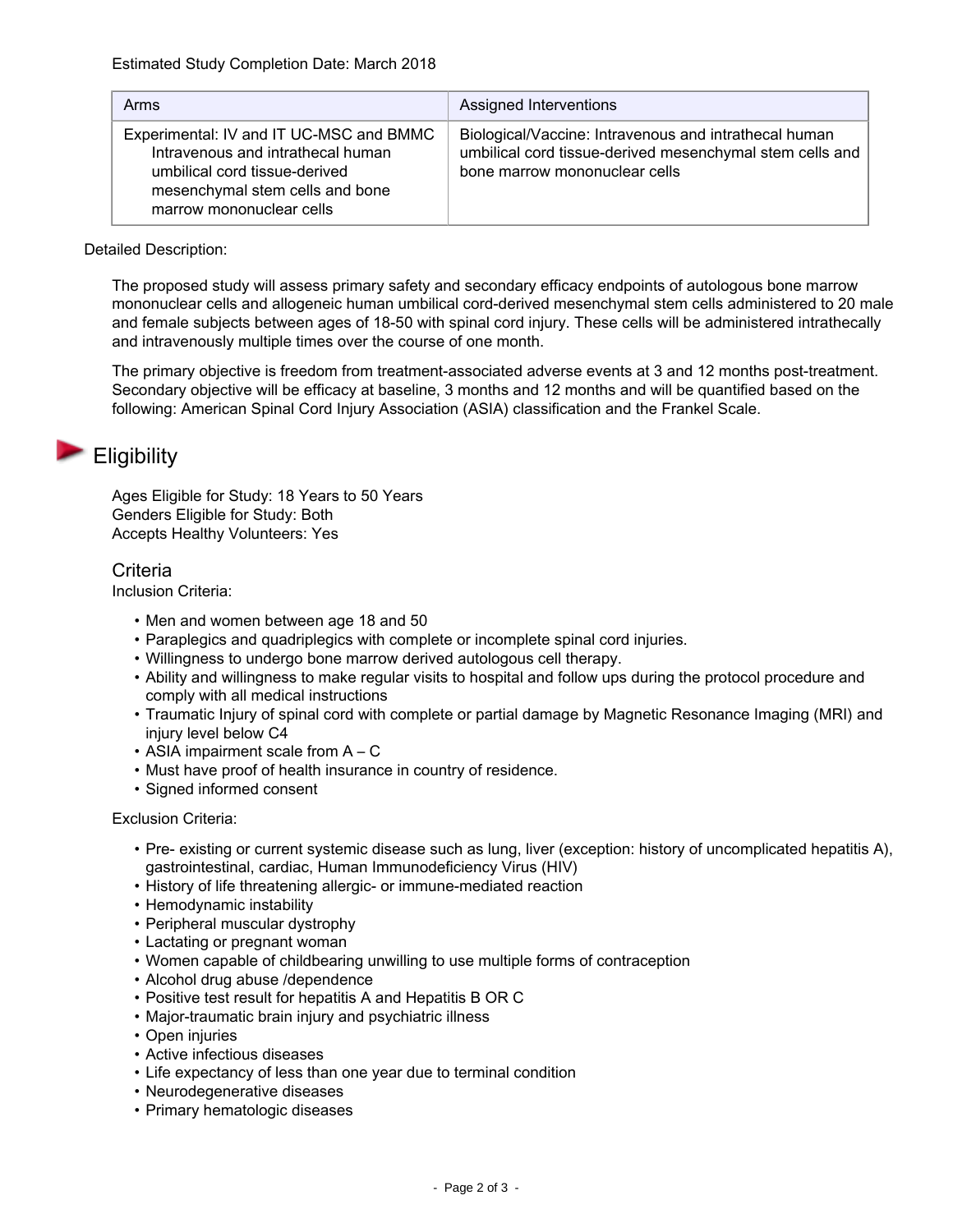Estimated Study Completion Date: March 2018

| Arms | Assigned Interventions |
| --- | --- |
| Experimental: IV and IT UC-MSC and BMMC<br>Intravenous and intrathecal human umbilical cord tissue-derived mesenchymal stem cells and bone marrow mononuclear cells | Biological/Vaccine: Intravenous and intrathecal human umbilical cord tissue-derived mesenchymal stem cells and bone marrow mononuclear cells |

Detailed Description:

The proposed study will assess primary safety and secondary efficacy endpoints of autologous bone marrow mononuclear cells and allogeneic human umbilical cord-derived mesenchymal stem cells administered to 20 male and female subjects between ages of 18-50 with spinal cord injury. These cells will be administered intrathecally and intravenously multiple times over the course of one month.

The primary objective is freedom from treatment-associated adverse events at 3 and 12 months post-treatment. Secondary objective will be efficacy at baseline, 3 months and 12 months and will be quantified based on the following: American Spinal Cord Injury Association (ASIA) classification and the Frankel Scale.

## Eligibility

Ages Eligible for Study: 18 Years to 50 Years
Genders Eligible for Study: Both
Accepts Healthy Volunteers: Yes

### Criteria

Inclusion Criteria:

- Men and women between age 18 and 50
- Paraplegics and quadriplegics with complete or incomplete spinal cord injuries.
- Willingness to undergo bone marrow derived autologous cell therapy.
- Ability and willingness to make regular visits to hospital and follow ups during the protocol procedure and comply with all medical instructions
- Traumatic Injury of spinal cord with complete or partial damage by Magnetic Resonance Imaging (MRI) and injury level below C4
- ASIA impairment scale from A – C
- Must have proof of health insurance in country of residence.
- Signed informed consent

Exclusion Criteria:

- Pre- existing or current systemic disease such as lung, liver (exception: history of uncomplicated hepatitis A), gastrointestinal, cardiac, Human Immunodeficiency Virus (HIV)
- History of life threatening allergic- or immune-mediated reaction
- Hemodynamic instability
- Peripheral muscular dystrophy
- Lactating or pregnant woman
- Women capable of childbearing unwilling to use multiple forms of contraception
- Alcohol drug abuse /dependence
- Positive test result for hepatitis A and Hepatitis B OR C
- Major-traumatic brain injury and psychiatric illness
- Open injuries
- Active infectious diseases
- Life expectancy of less than one year due to terminal condition
- Neurodegenerative diseases
- Primary hematologic diseases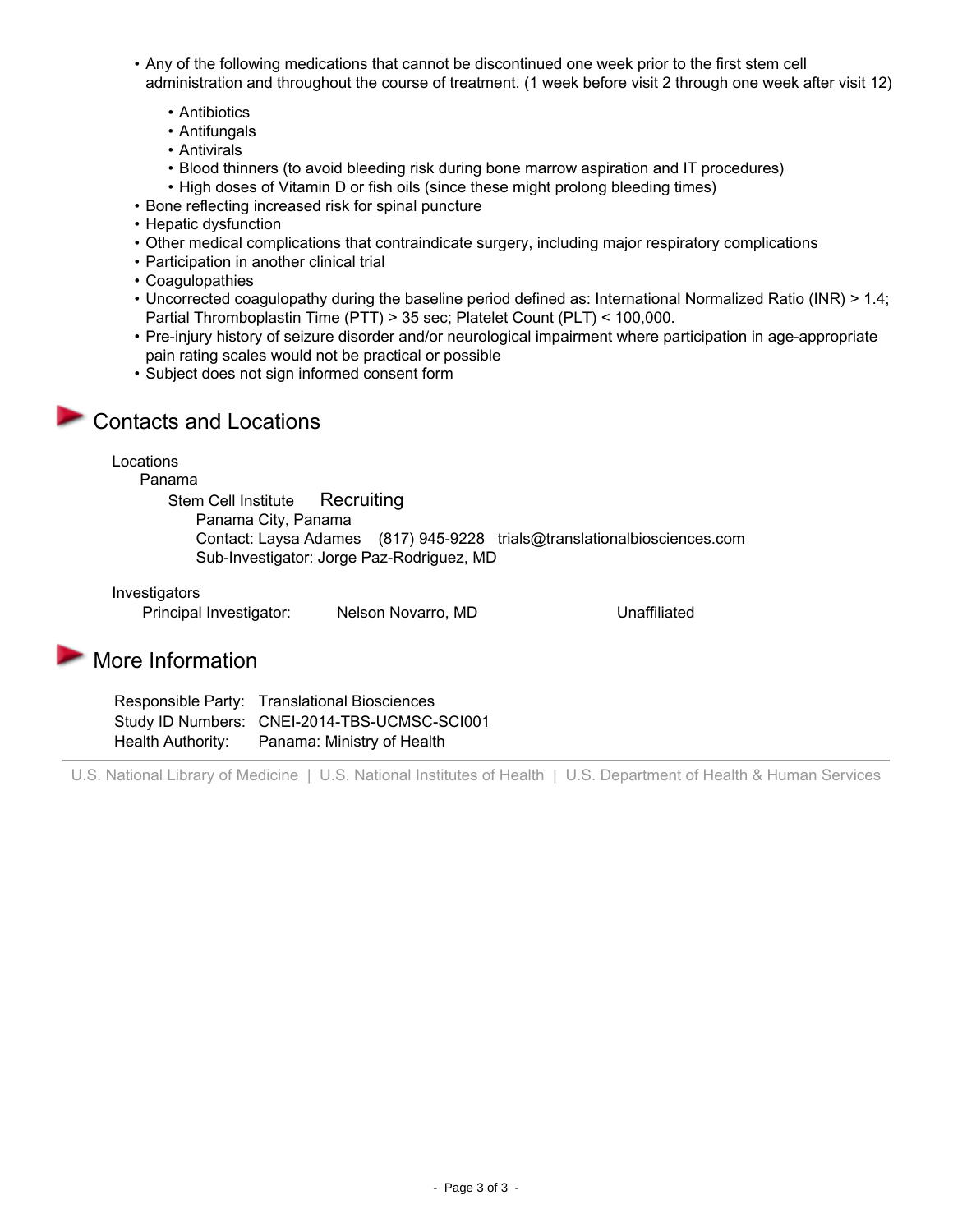- Any of the following medications that cannot be discontinued one week prior to the first stem cell administration and throughout the course of treatment. (1 week before visit 2 through one week after visit 12)
  - Antibiotics
  - Antifungals
  - Antivirals
  - Blood thinners (to avoid bleeding risk during bone marrow aspiration and IT procedures)
  - High doses of Vitamin D or fish oils (since these might prolong bleeding times)
- Bone reflecting increased risk for spinal puncture
- Hepatic dysfunction
- Other medical complications that contraindicate surgery, including major respiratory complications
- Participation in another clinical trial
- Coagulopathies
- Uncorrected coagulopathy during the baseline period defined as: International Normalized Ratio (INR) > 1.4; Partial Thromboplastin Time (PTT) > 35 sec; Platelet Count (PLT) < 100,000.
- Pre-injury history of seizure disorder and/or neurological impairment where participation in age-appropriate pain rating scales would not be practical or possible
- Subject does not sign informed consent form

## Contacts and Locations

Locations

Panama

Stem Cell Institute Recruiting

Panama City, Panama

Contact: Laysa Adames (817) 945-9228 trials@translationalbiosciences.com

Sub-Investigator: Jorge Paz-Rodriguez, MD

Investigators

Principal Investigator: Nelson Novarro, MD Unaffiliated

## More Information

Responsible Party: Translational Biosciences

Study ID Numbers: CNEI-2014-TBS-UCMSC-SCI001

Health Authority: Panama: Ministry of Health

U.S. National Library of Medicine | U.S. National Institutes of Health | U.S. Department of Health & Human Services